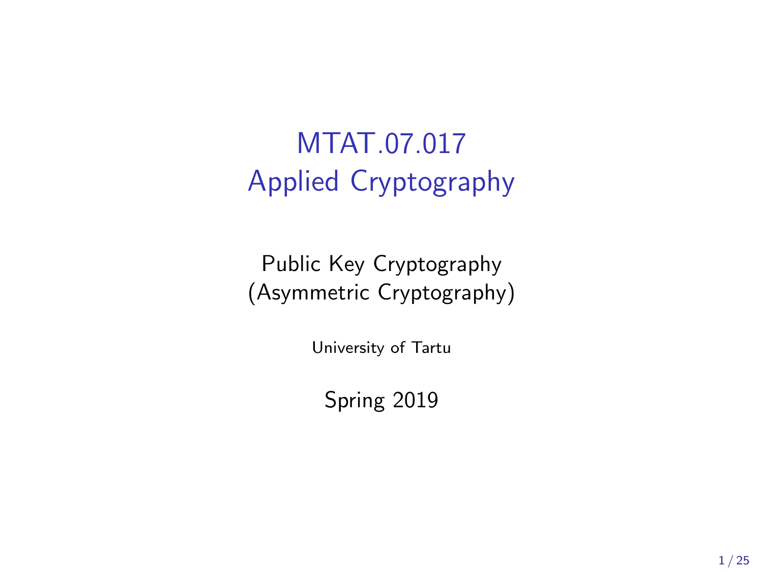# MTAT.07.017
# Applied Cryptography

Public Key Cryptography
(Asymmetric Cryptography)

University of Tartu

Spring 2019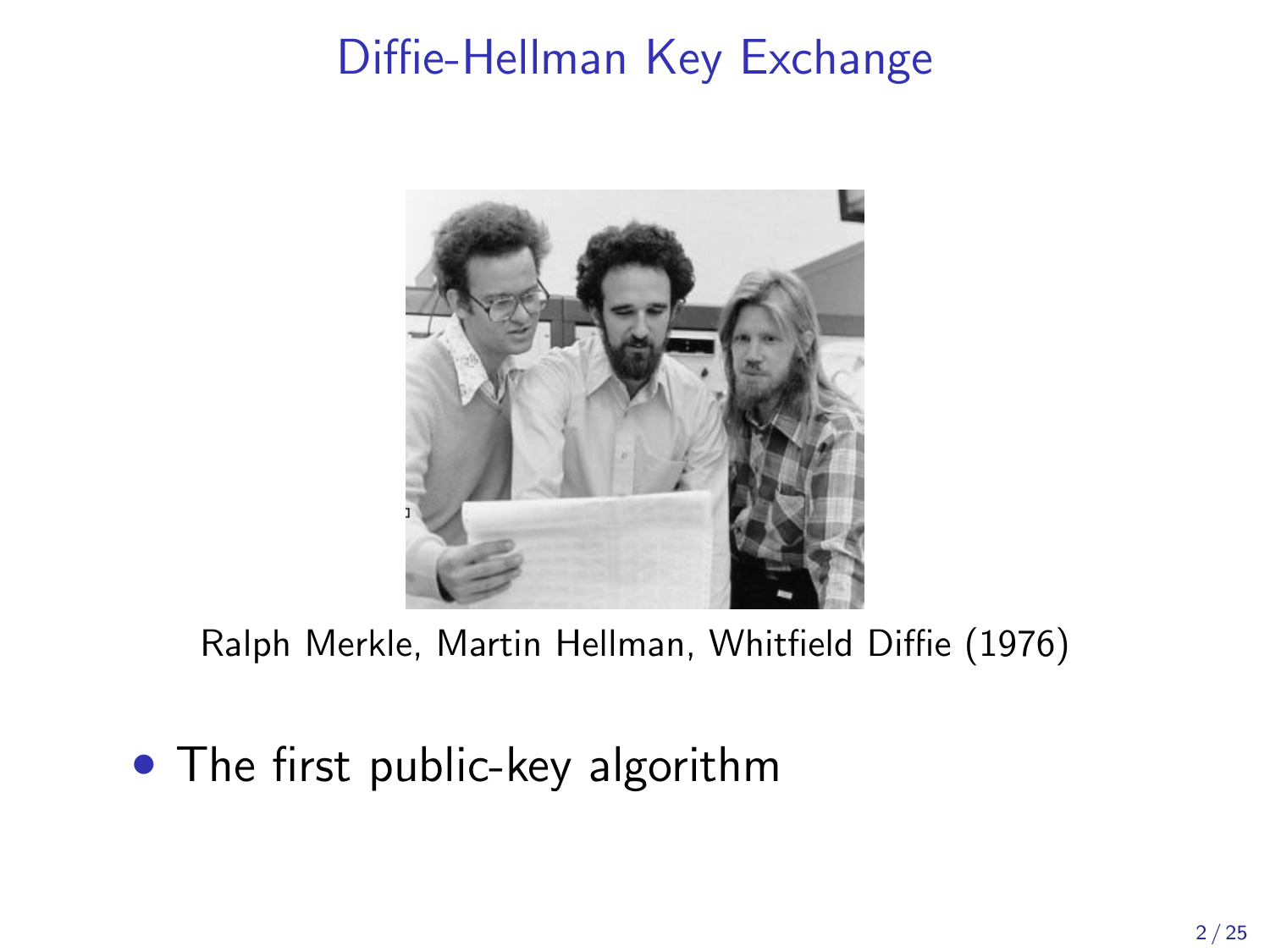# Diffie-Hellman Key Exchange

Ralph Merkle, Martin Hellman, Whitfield Diffie (1976)

- The first public-key algorithm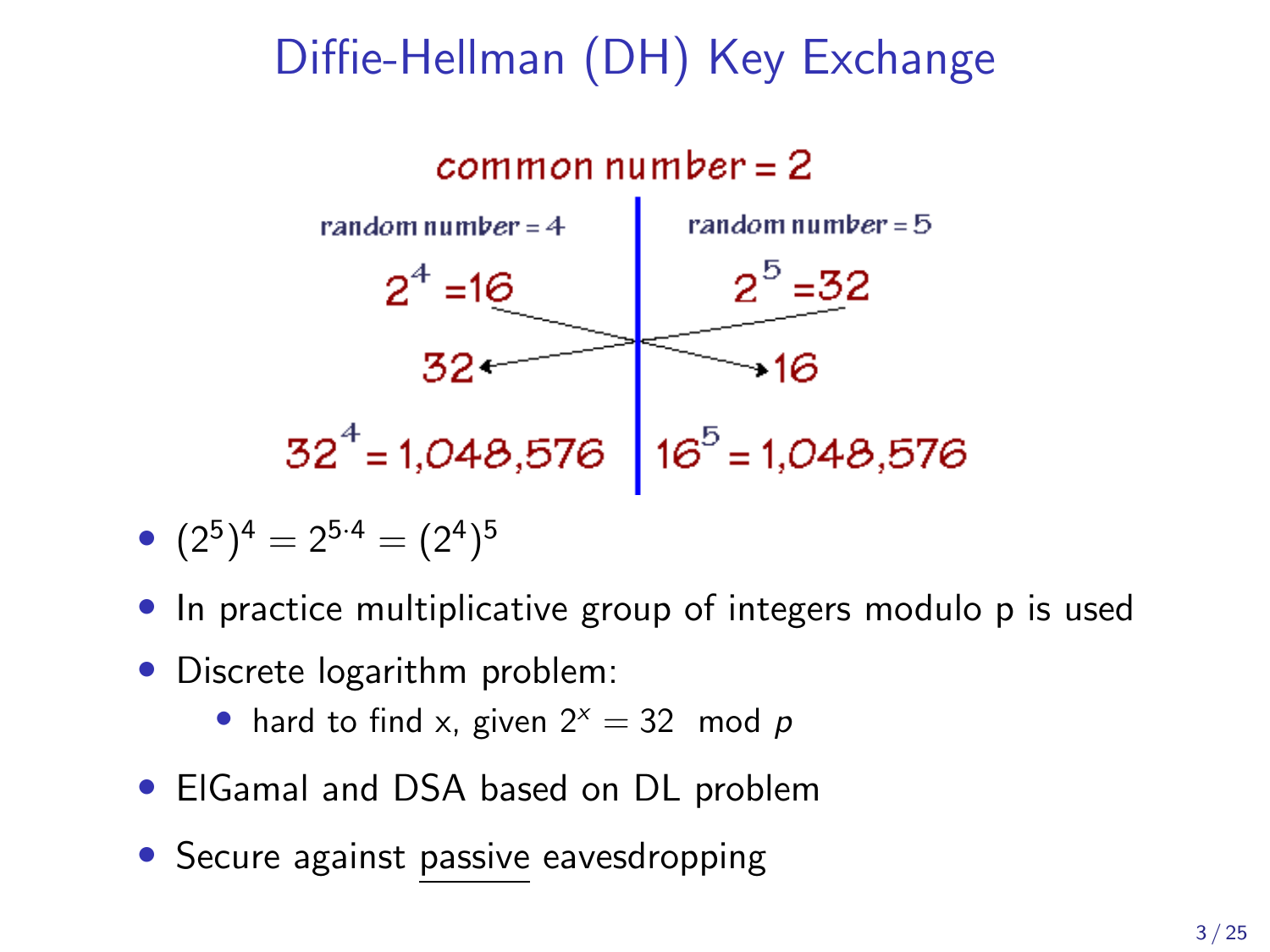# Diffie-Hellman (DH) Key Exchange

common number = 2

random number = 4

$2^4 = 16$

32

$32^4 = 1{,}048{,}576$

random number = 5

$2^5 = 32$

16

$16^5 = 1{,}048{,}576$

- $(2^5)^4 = 2^{5 \cdot 4} = (2^4)^5$
- In practice multiplicative group of integers modulo p is used
- Discrete logarithm problem:
  - hard to find x, given $2^x = 32 \mod p$
- ElGamal and DSA based on DL problem
- Secure against passive eavesdropping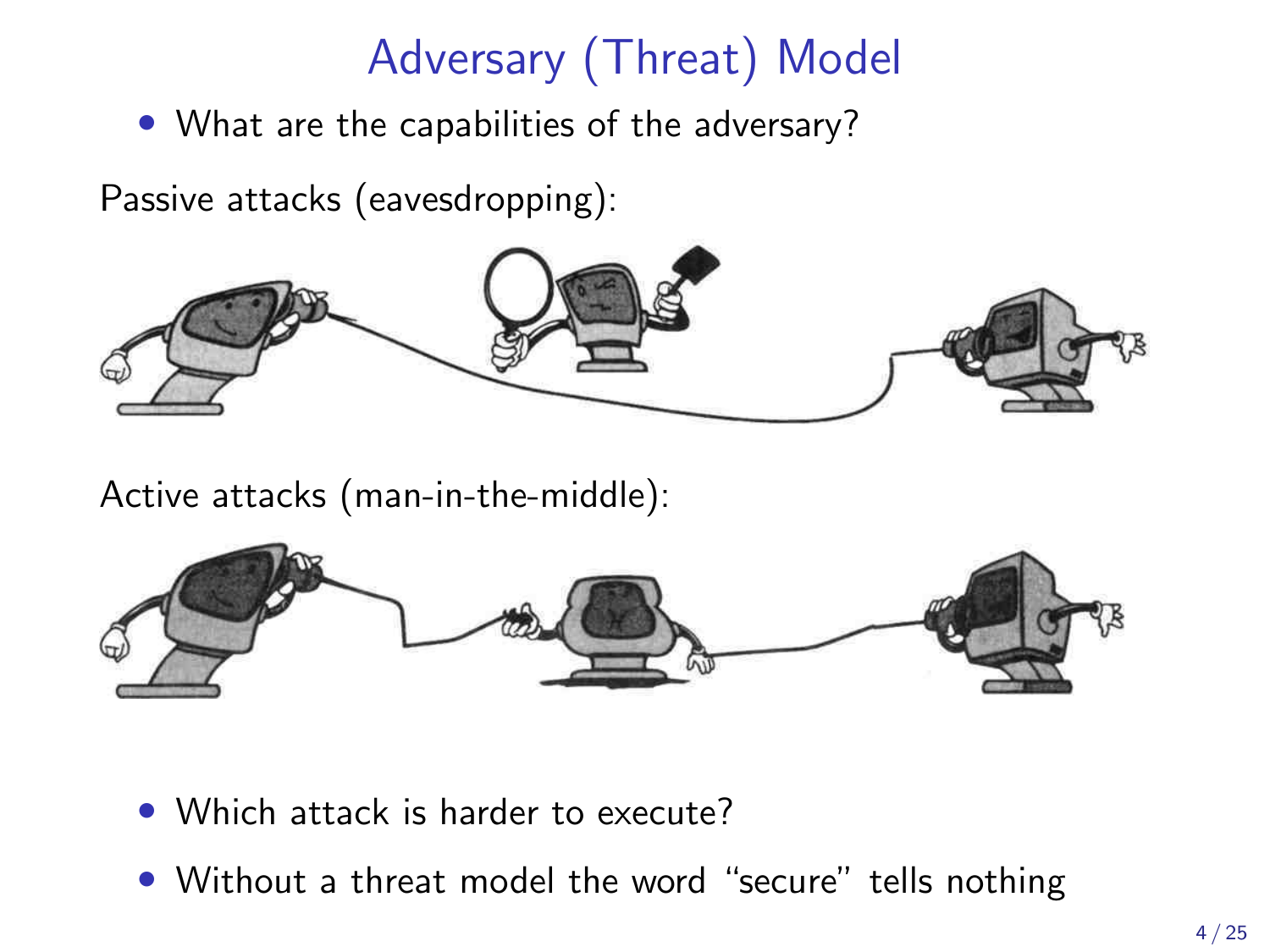# Adversary (Threat) Model

- What are the capabilities of the adversary?

Passive attacks (eavesdropping):

Active attacks (man-in-the-middle):

- Which attack is harder to execute?
- Without a threat model the word "secure" tells nothing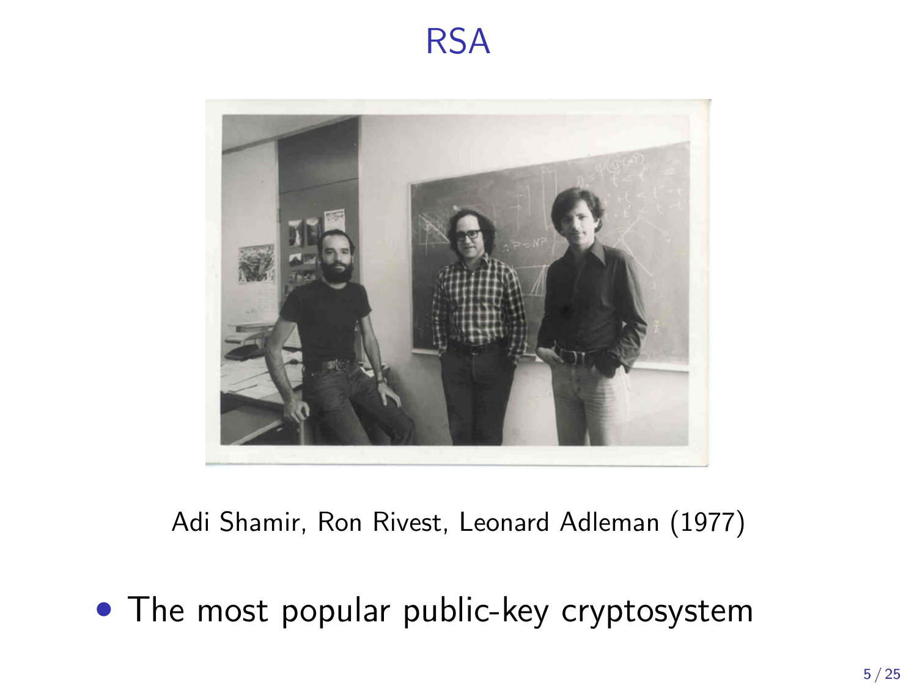# RSA

Adi Shamir, Ron Rivest, Leonard Adleman (1977)

- The most popular public-key cryptosystem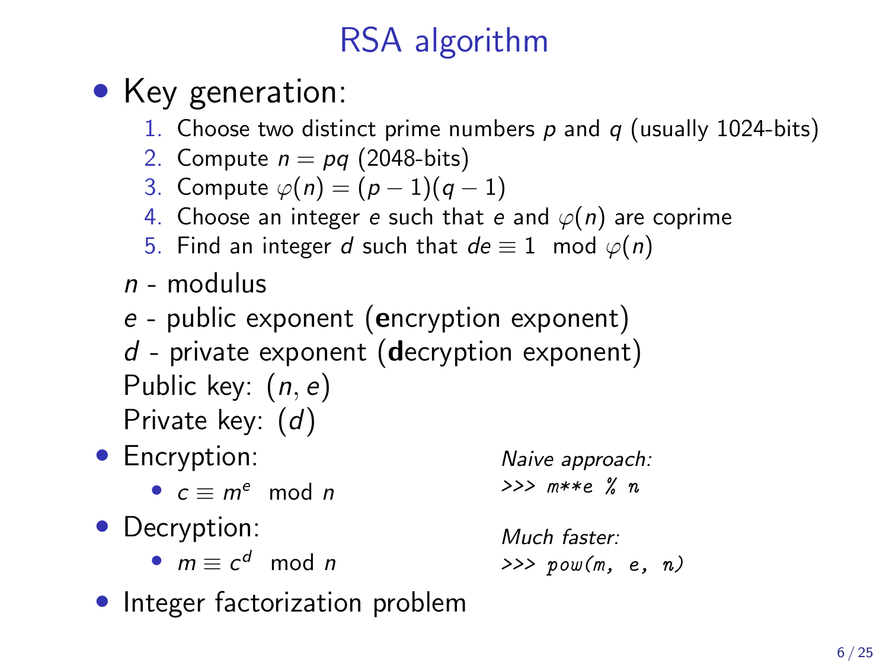# RSA algorithm

- Key generation:
  1. Choose two distinct prime numbers $p$ and $q$ (usually 1024-bits)
  2. Compute $n = pq$ (2048-bits)
  3. Compute $\varphi(n) = (p-1)(q-1)$
  4. Choose an integer $e$ such that $e$ and $\varphi(n)$ are coprime
  5. Find an integer $d$ such that $de \equiv 1 \mod \varphi(n)$

  $n$ - modulus
  $e$ - public exponent (**e**ncryption exponent)
  $d$ - private exponent (**d**ecryption exponent)
  Public key: $(n, e)$
  Private key: $(d)$
- Encryption:
  - $c \equiv m^e \mod n$
- Decryption:
  - $m \equiv c^d \mod n$
- Integer factorization problem

*Naive approach:*

```
>>> m**e % n
```

*Much faster:*

```
>>> pow(m, e, n)
```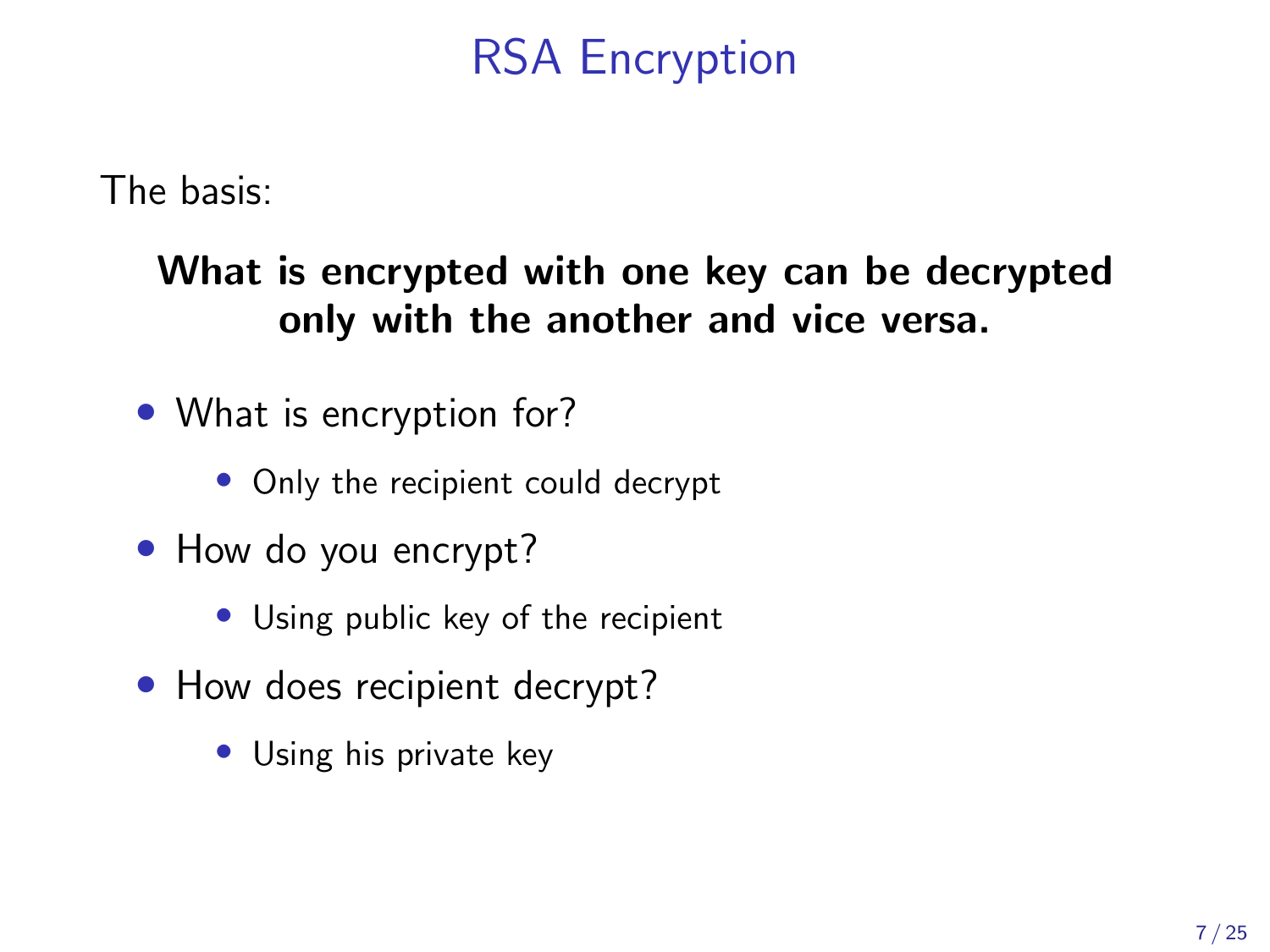# RSA Encryption

The basis:

**What is encrypted with one key can be decrypted only with the another and vice versa.**

- What is encryption for?
  - Only the recipient could decrypt
- How do you encrypt?
  - Using public key of the recipient
- How does recipient decrypt?
  - Using his private key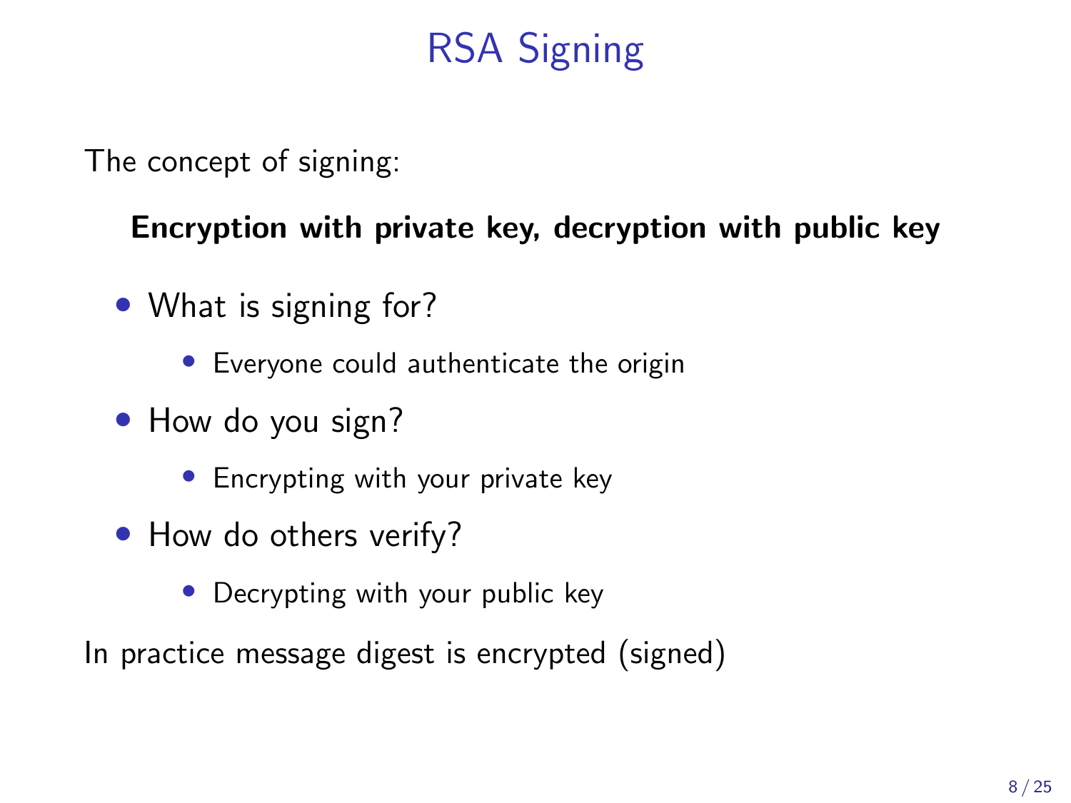# RSA Signing

The concept of signing:

**Encryption with private key, decryption with public key**

- What is signing for?
  - Everyone could authenticate the origin
- How do you sign?
  - Encrypting with your private key
- How do others verify?
  - Decrypting with your public key

In practice message digest is encrypted (signed)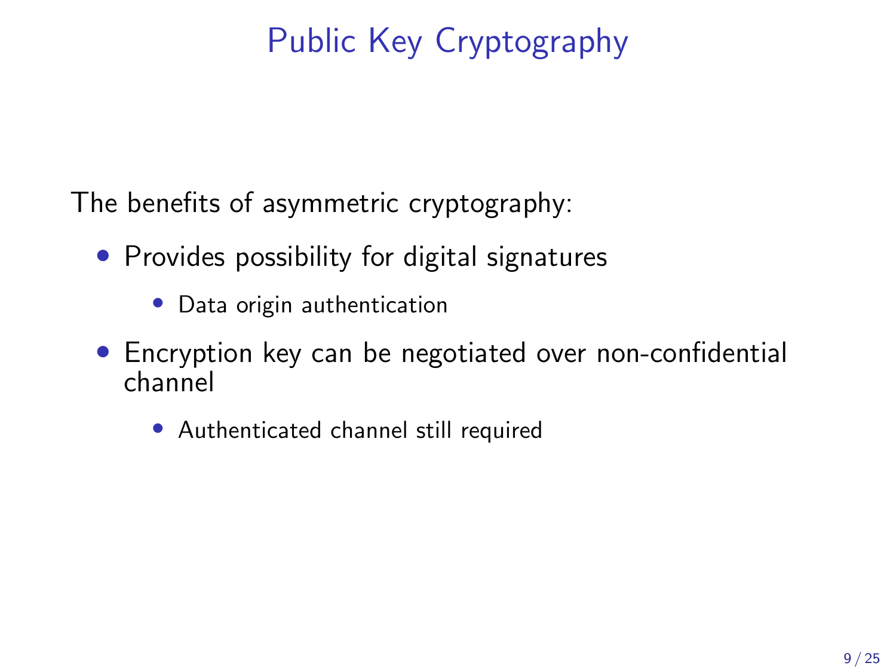# Public Key Cryptography

The benefits of asymmetric cryptography:

- Provides possibility for digital signatures
  - Data origin authentication
- Encryption key can be negotiated over non-confidential channel
  - Authenticated channel still required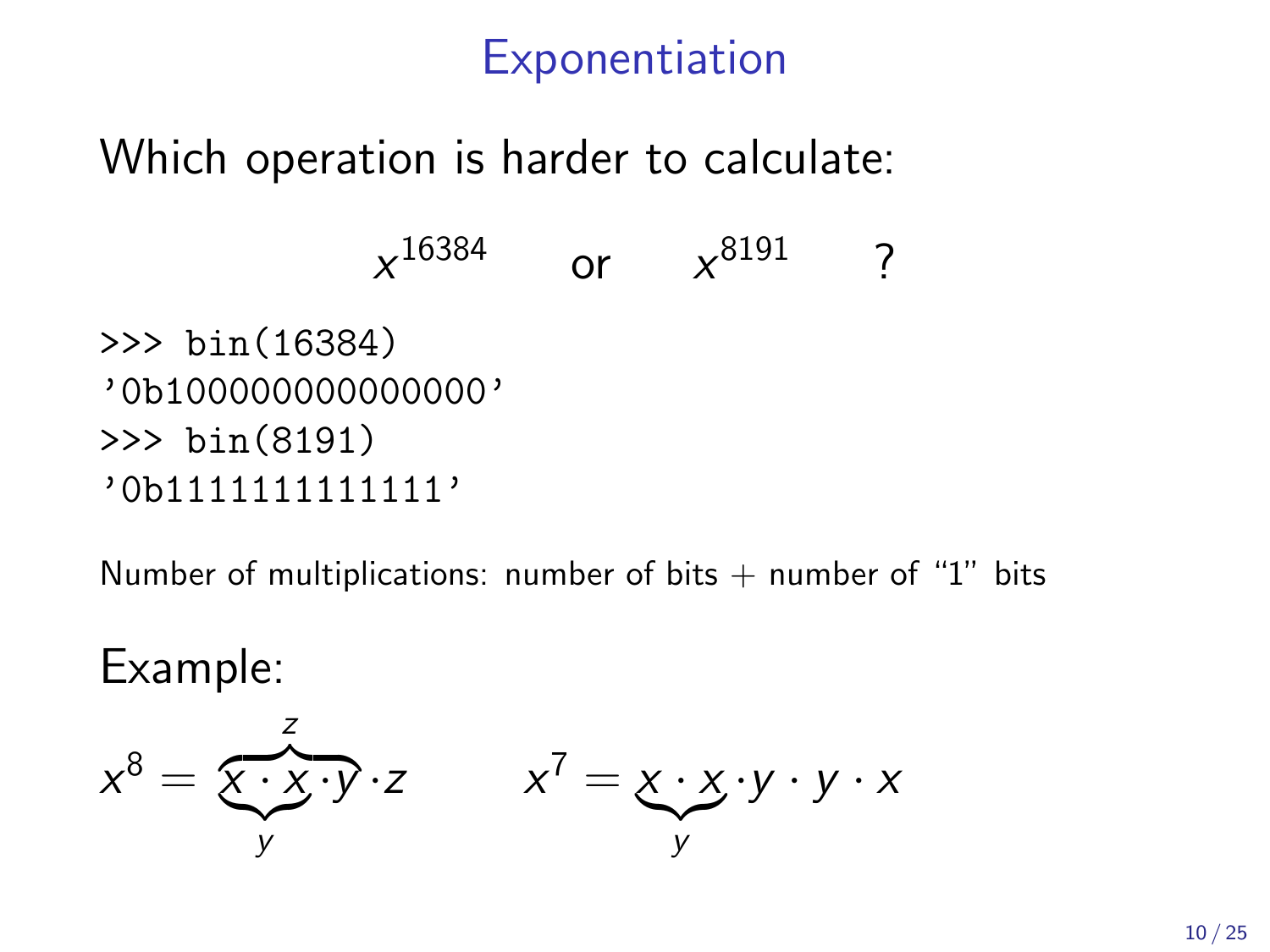# Exponentiation

Which operation is harder to calculate:

$$x^{16384} \qquad \text{or} \qquad x^{8191} \qquad ?$$

```
>>> bin(16384)
'0b100000000000000'
>>> bin(8191)
'0b1111111111111'
```

Number of multiplications: number of bits + number of "1" bits

Example:

$$x^8 = \overbrace{\underbrace{x \cdot x}_{y} \cdot y}^{z} \cdot z \qquad x^7 = \underbrace{x \cdot x}_{y} \cdot y \cdot y \cdot x$$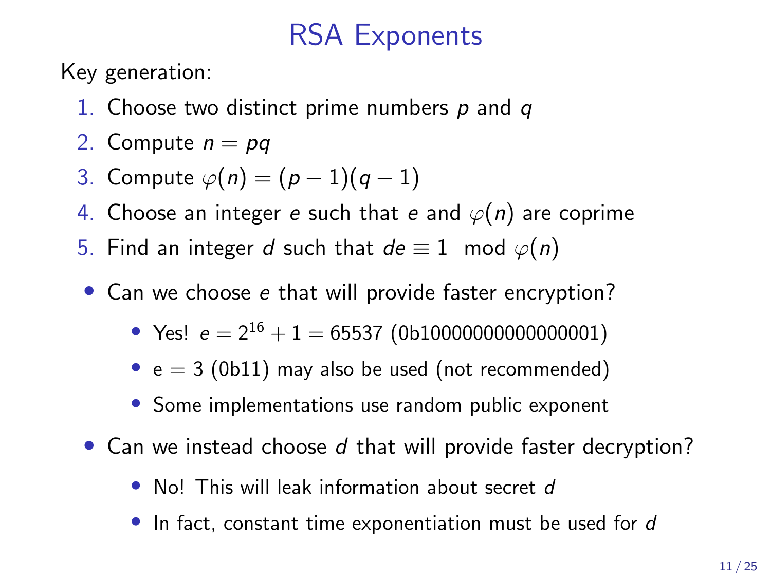# RSA Exponents

Key generation:

1. Choose two distinct prime numbers $p$ and $q$
2. Compute $n = pq$
3. Compute $\varphi(n) = (p-1)(q-1)$
4. Choose an integer $e$ such that $e$ and $\varphi(n)$ are coprime
5. Find an integer $d$ such that $de \equiv 1 \mod \varphi(n)$

- Can we choose $e$ that will provide faster encryption?
  - Yes! $e = 2^{16} + 1 = 65537$ (0b10000000000000001)
  - e = 3 (0b11) may also be used (not recommended)
  - Some implementations use random public exponent
- Can we instead choose $d$ that will provide faster decryption?
  - No! This will leak information about secret $d$
  - In fact, constant time exponentiation must be used for $d$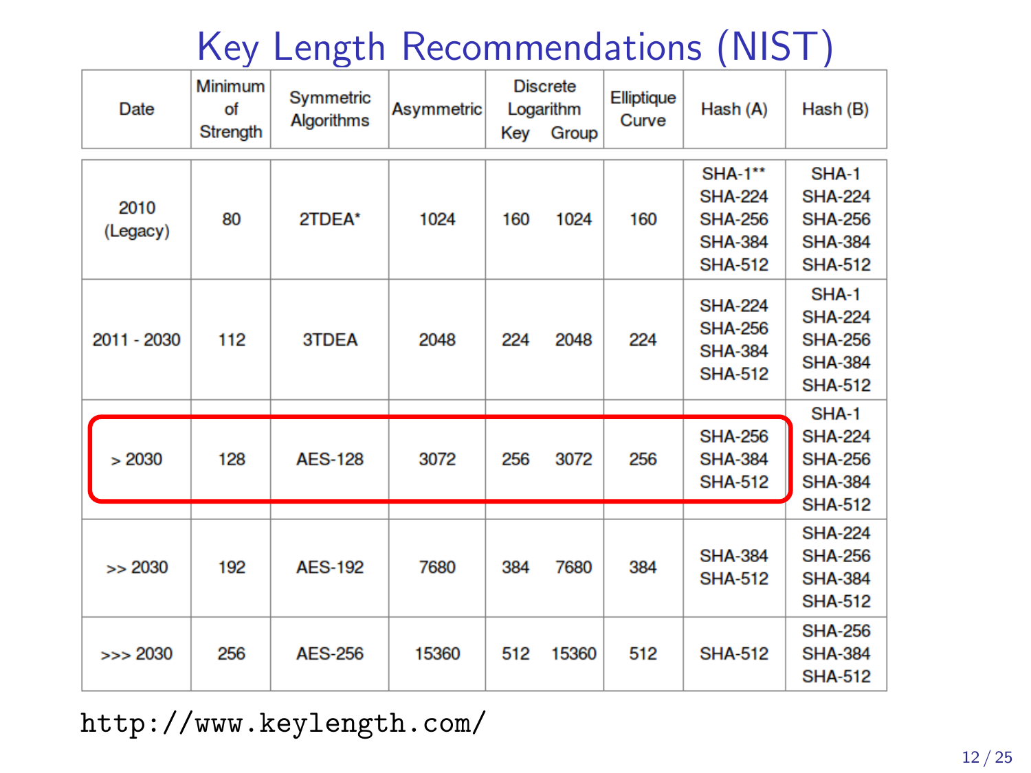# Key Length Recommendations (NIST)

| Date | Minimum of Strength | Symmetric Algorithms | Asymmetric | Discrete Logarithm Key | Discrete Logarithm Group | Elliptique Curve | Hash (A) | Hash (B) |
|---|---|---|---|---|---|---|---|---|
| 2010 (Legacy) | 80 | 2TDEA* | 1024 | 160 | 1024 | 160 | SHA-1** SHA-224 SHA-256 SHA-384 SHA-512 | SHA-1 SHA-224 SHA-256 SHA-384 SHA-512 |
| 2011 - 2030 | 112 | 3TDEA | 2048 | 224 | 2048 | 224 | SHA-224 SHA-256 SHA-384 SHA-512 | SHA-1 SHA-224 SHA-256 SHA-384 SHA-512 |
| > 2030 | 128 | AES-128 | 3072 | 256 | 3072 | 256 | SHA-256 SHA-384 SHA-512 | SHA-1 SHA-224 SHA-256 SHA-384 SHA-512 |
| >> 2030 | 192 | AES-192 | 7680 | 384 | 7680 | 384 | SHA-384 SHA-512 | SHA-224 SHA-256 SHA-384 SHA-512 |
| >>> 2030 | 256 | AES-256 | 15360 | 512 | 15360 | 512 | SHA-512 | SHA-256 SHA-384 SHA-512 |

http://www.keylength.com/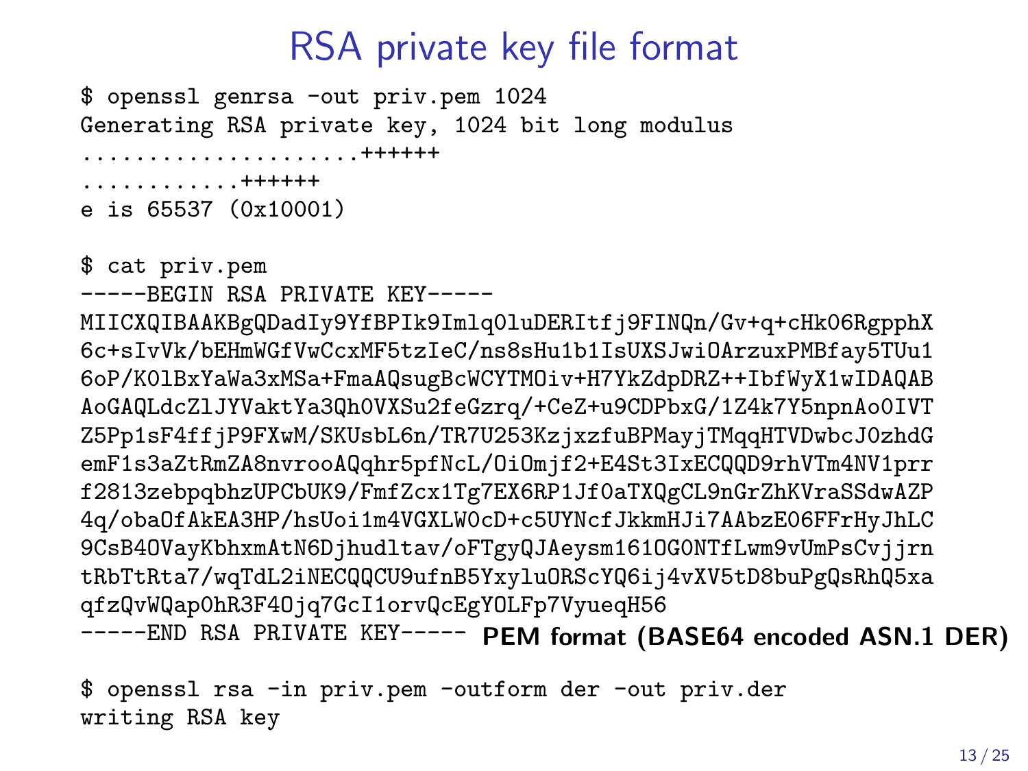# RSA private key file format

```
$ openssl genrsa -out priv.pem 1024
Generating RSA private key, 1024 bit long modulus
.....................++++++
............++++++
e is 65537 (0x10001)

$ cat priv.pem
-----BEGIN RSA PRIVATE KEY-----
MIICXQIBAAKBgQDadIy9YfBPIk9Imlq0luDERItfj9FINQn/Gv+q+cHk06RgpphX
6c+sIvVk/bEHmWGfVwCcxMF5tzIeC/ns8sHu1b1IsUXSJwiOArzuxPMBfay5TUu1
6oP/K0lBxYaWa3xMSa+FmaAQsugBcWCYTMOiv+H7YkZdpDRZ++IbfWyX1wIDAQAB
AoGAQLdcZlJYVaktYa3Qh0VXSu2feGzrq/+CeZ+u9CDPbxG/1Z4k7Y5npnAoOIVT
Z5Pp1sF4ffjP9FXwM/SKUsbL6n/TR7U253KzjxzfuBPMayjTMqqHTVDwbcJ0zhdG
emF1s3aZtRmZA8nvrooAQqhr5pfNcL/0iOmjf2+E4St3IxECQQD9rhVTm4NV1prr
f2813zebpqbhzUPCbUK9/FmfZcx1Tg7EX6RP1Jf0aTXQgCL9nGrZhKVraSSdwAZP
4q/obaOfAkEA3HP/hsUoi1m4VGXLW0cD+c5UYNcfJkkmHJi7AAbzE06FFrHyJhLC
9CsB4OVayKbhxmAtN6Djhudltav/oFTgyQJAeysm161OG0NTfLwm9vUmPsCvjjrn
tRbTtRta7/wqTdL2iNECQQCU9ufnB5YxyluORScYQ6ij4vXV5tD8buPgQsRhQ5xa
qfzQvWQap0hR3F4Ojq7GcI1orvQcEgYOLFp7VyueqH56
-----END RSA PRIVATE KEY-----
```

**PEM format (BASE64 encoded ASN.1 DER)**

```
$ openssl rsa -in priv.pem -outform der -out priv.der
writing RSA key
```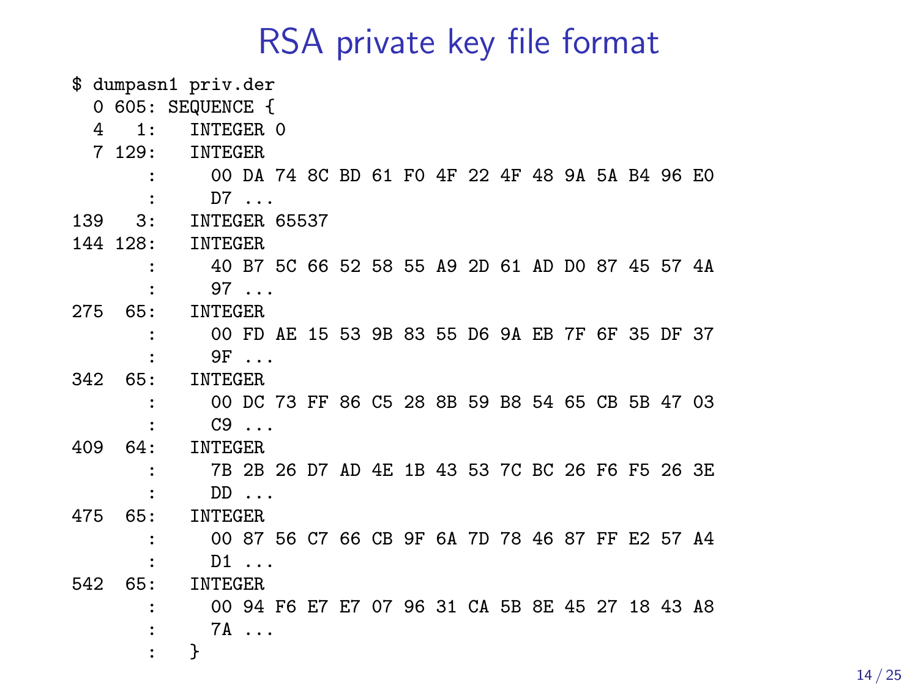# RSA private key file format

```
$ dumpasn1 priv.der
  0 605: SEQUENCE {
  4   1:   INTEGER 0
  7 129:   INTEGER
       :     00 DA 74 8C BD 61 F0 4F 22 4F 48 9A 5A B4 96 E0
       :     D7 ...
139   3:   INTEGER 65537
144 128:   INTEGER
       :     40 B7 5C 66 52 58 55 A9 2D 61 AD D0 87 45 57 4A
       :     97 ...
275  65:   INTEGER
       :     00 FD AE 15 53 9B 83 55 D6 9A EB 7F 6F 35 DF 37
       :     9F ...
342  65:   INTEGER
       :     00 DC 73 FF 86 C5 28 8B 59 B8 54 65 CB 5B 47 03
       :     C9 ...
409  64:   INTEGER
       :     7B 2B 26 D7 AD 4E 1B 43 53 7C BC 26 F6 F5 26 3E
       :     DD ...
475  65:   INTEGER
       :     00 87 56 C7 66 CB 9F 6A 7D 78 46 87 FF E2 57 A4
       :     D1 ...
542  65:   INTEGER
       :     00 94 F6 E7 E7 07 96 31 CA 5B 8E 45 27 18 43 A8
       :     7A ...
       :   }
```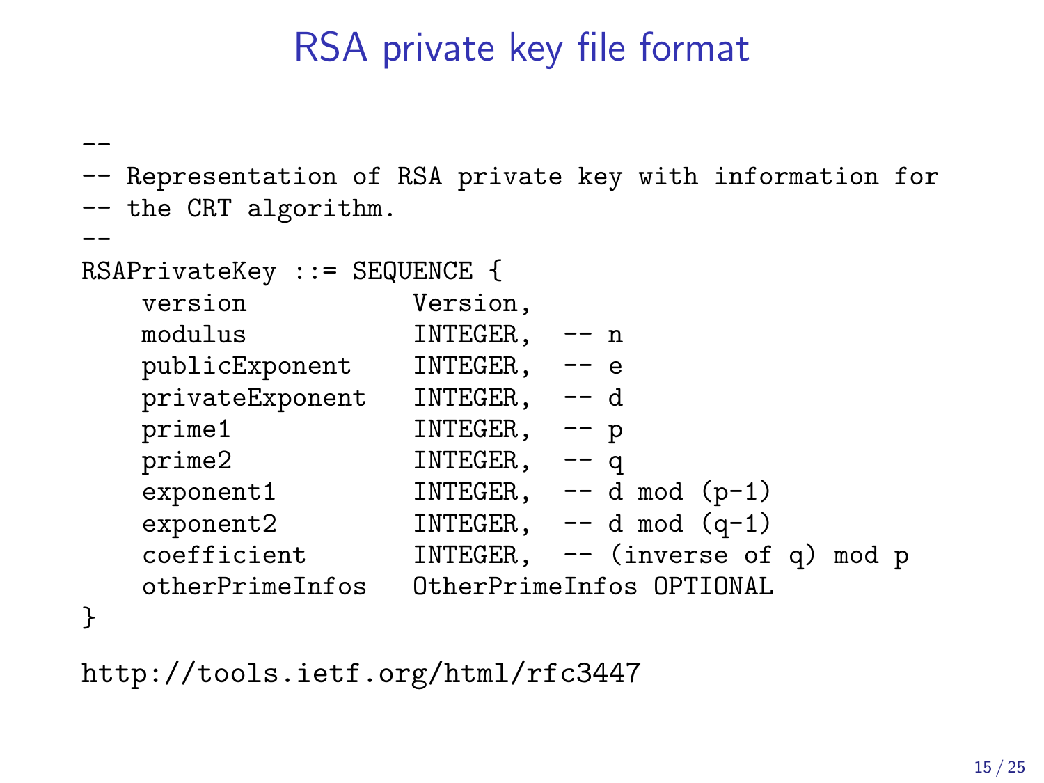# RSA private key file format

```
--
-- Representation of RSA private key with information for
-- the CRT algorithm.
--
RSAPrivateKey ::= SEQUENCE {
    version           Version,
    modulus           INTEGER,  -- n
    publicExponent    INTEGER,  -- e
    privateExponent   INTEGER,  -- d
    prime1            INTEGER,  -- p
    prime2            INTEGER,  -- q
    exponent1         INTEGER,  -- d mod (p-1)
    exponent2         INTEGER,  -- d mod (q-1)
    coefficient       INTEGER,  -- (inverse of q) mod p
    otherPrimeInfos   OtherPrimeInfos OPTIONAL
}
```

http://tools.ietf.org/html/rfc3447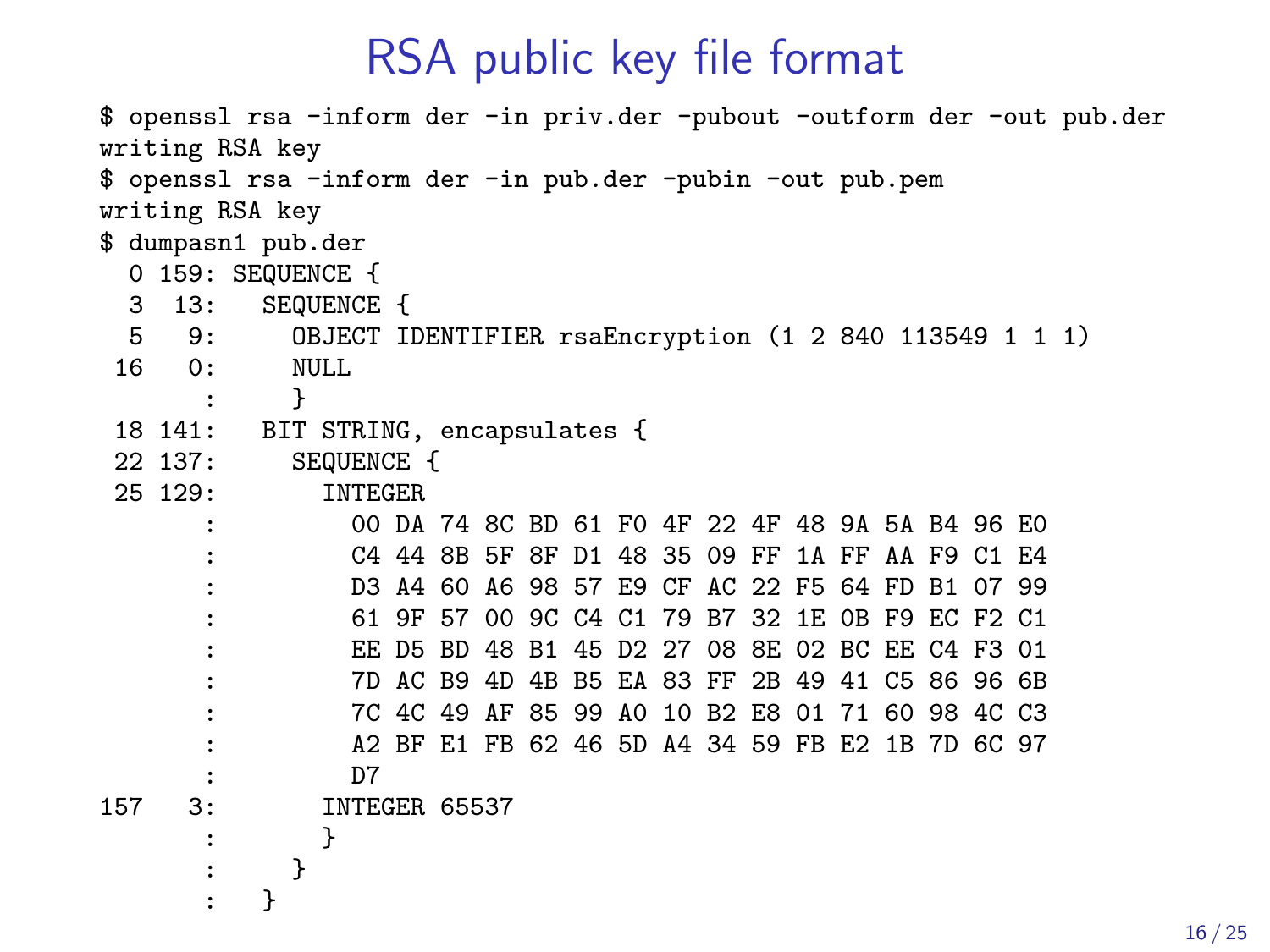# RSA public key file format

```
$ openssl rsa -inform der -in priv.der -pubout -outform der -out pub.der
writing RSA key
$ openssl rsa -inform der -in pub.der -pubin -out pub.pem
writing RSA key
$ dumpasn1 pub.der
  0 159: SEQUENCE {
  3  13:   SEQUENCE {
  5   9:     OBJECT IDENTIFIER rsaEncryption (1 2 840 113549 1 1 1)
 16   0:     NULL
       :     }
 18 141:   BIT STRING, encapsulates {
 22 137:     SEQUENCE {
 25 129:       INTEGER
       :         00 DA 74 8C BD 61 F0 4F 22 4F 48 9A 5A B4 96 E0
       :         C4 44 8B 5F 8F D1 48 35 09 FF 1A FF AA F9 C1 E4
       :         D3 A4 60 A6 98 57 E9 CF AC 22 F5 64 FD B1 07 99
       :         61 9F 57 00 9C C4 C1 79 B7 32 1E 0B F9 EC F2 C1
       :         EE D5 BD 48 B1 45 D2 27 08 8E 02 BC EE C4 F3 01
       :         7D AC B9 4D 4B B5 EA 83 FF 2B 49 41 C5 86 96 6B
       :         7C 4C 49 AF 85 99 A0 10 B2 E8 01 71 60 98 4C C3
       :         A2 BF E1 FB 62 46 5D A4 34 59 FB E2 1B 7D 6C 97
       :         D7
157   3:       INTEGER 65537
       :       }
       :     }
       :   }
```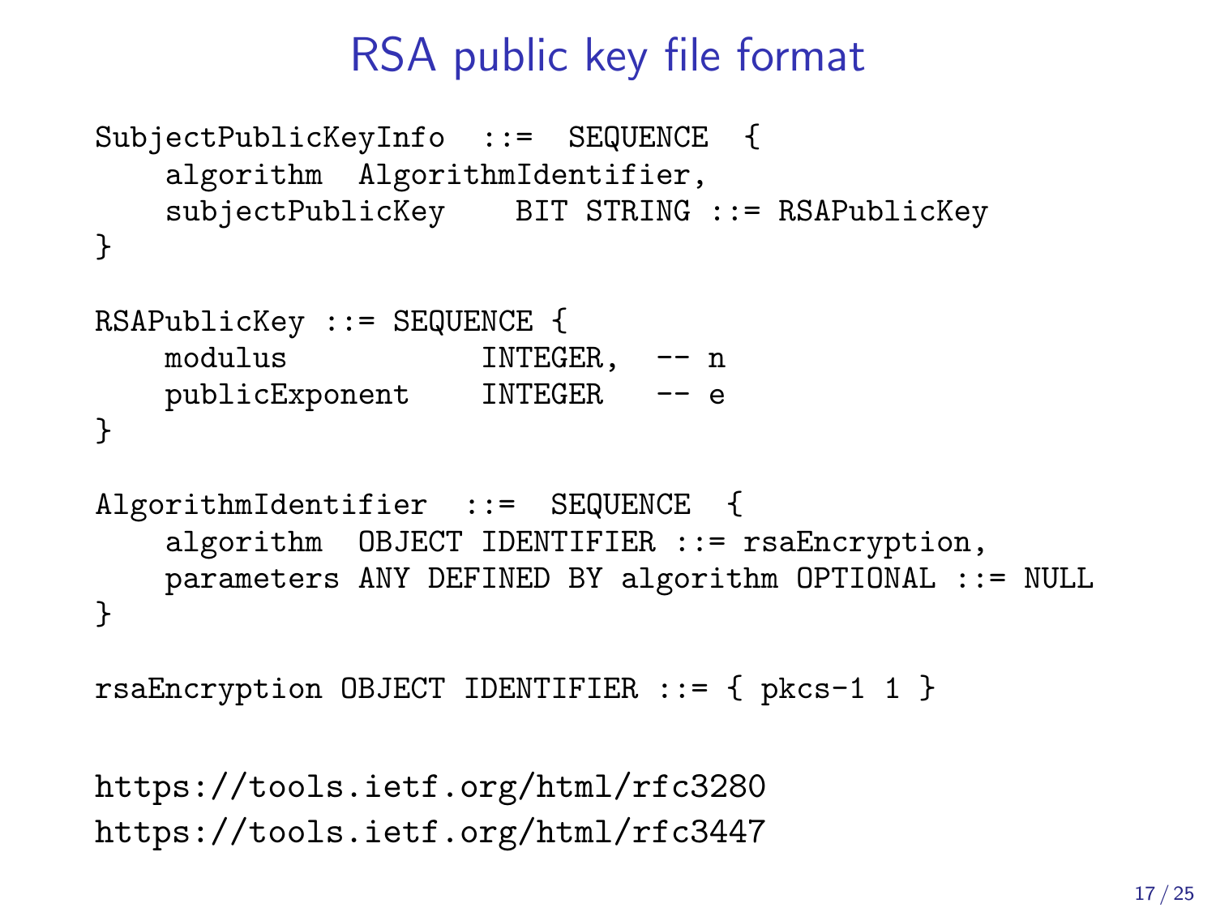# RSA public key file format

```
SubjectPublicKeyInfo  ::=  SEQUENCE  {
    algorithm  AlgorithmIdentifier,
    subjectPublicKey    BIT STRING ::= RSAPublicKey
}

RSAPublicKey ::= SEQUENCE {
    modulus           INTEGER,  -- n
    publicExponent    INTEGER   -- e
}

AlgorithmIdentifier  ::=  SEQUENCE  {
    algorithm  OBJECT IDENTIFIER ::= rsaEncryption,
    parameters ANY DEFINED BY algorithm OPTIONAL ::= NULL
}

rsaEncryption OBJECT IDENTIFIER ::= { pkcs-1 1 }
```

https://tools.ietf.org/html/rfc3280

https://tools.ietf.org/html/rfc3447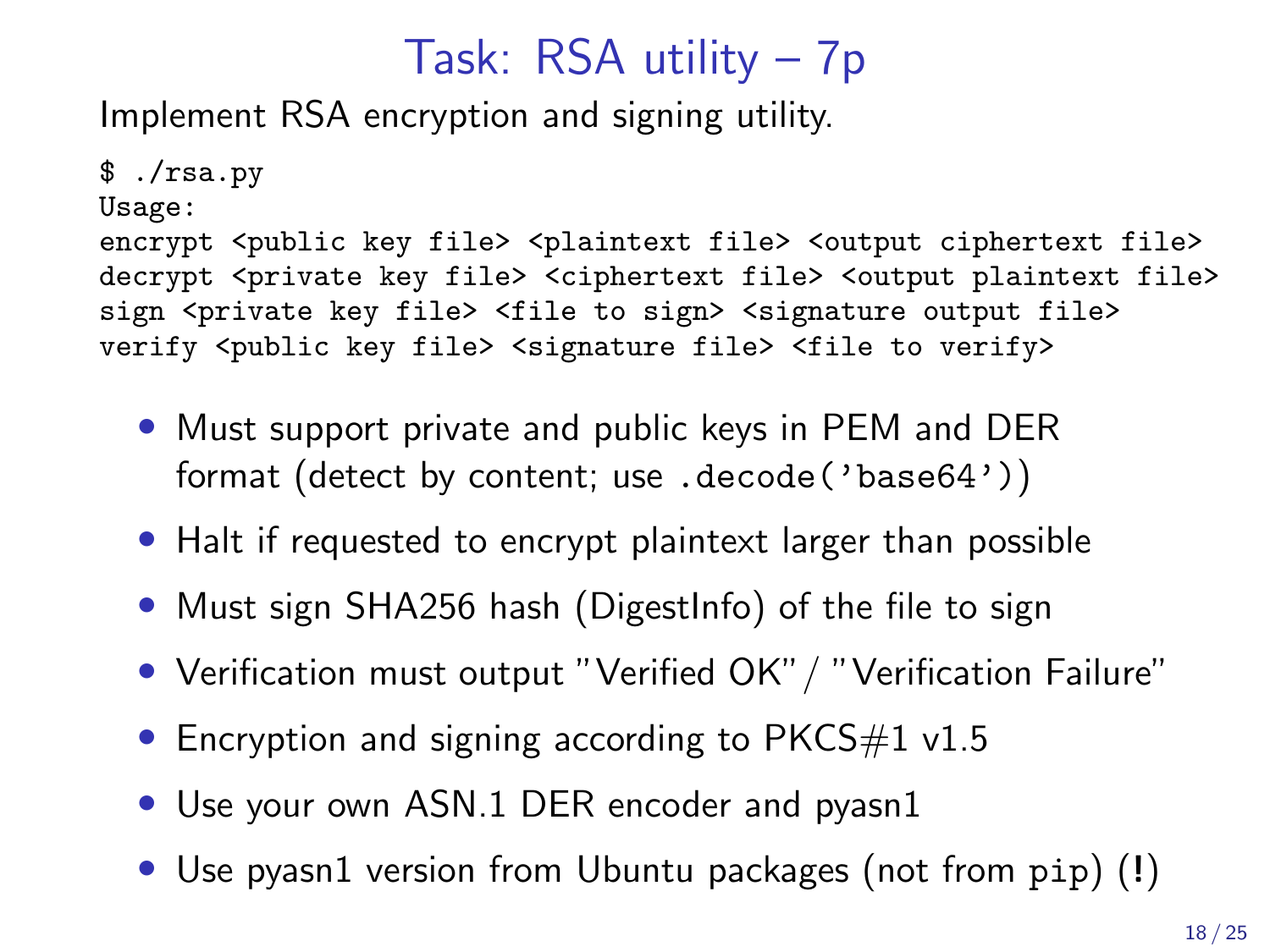# Task: RSA utility – 7p

Implement RSA encryption and signing utility.

```
$ ./rsa.py
Usage:
encrypt <public key file> <plaintext file> <output ciphertext file>
decrypt <private key file> <ciphertext file> <output plaintext file>
sign <private key file> <file to sign> <signature output file>
verify <public key file> <signature file> <file to verify>
```

- Must support private and public keys in PEM and DER format (detect by content; use `.decode('base64')`)
- Halt if requested to encrypt plaintext larger than possible
- Must sign SHA256 hash (DigestInfo) of the file to sign
- Verification must output "Verified OK" / "Verification Failure"
- Encryption and signing according to PKCS#1 v1.5
- Use your own ASN.1 DER encoder and pyasn1
- Use pyasn1 version from Ubuntu packages (not from `pip`) (**!**)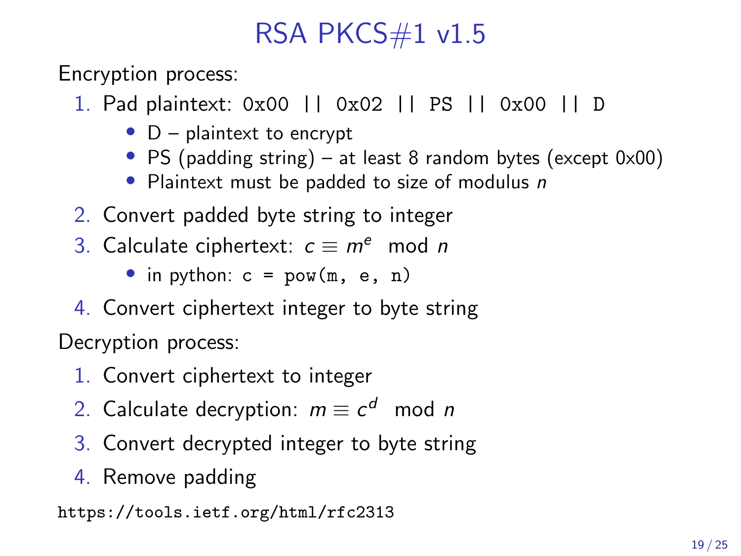# RSA PKCS#1 v1.5

Encryption process:

1. Pad plaintext: `0x00 || 0x02 || PS || 0x00 || D`
   - D – plaintext to encrypt
   - PS (padding string) – at least 8 random bytes (except 0x00)
   - Plaintext must be padded to size of modulus $n$
2. Convert padded byte string to integer
3. Calculate ciphertext: $c \equiv m^e \mod n$
   - in python: `c = pow(m, e, n)`
4. Convert ciphertext integer to byte string

Decryption process:

1. Convert ciphertext to integer
2. Calculate decryption: $m \equiv c^d \mod n$
3. Convert decrypted integer to byte string
4. Remove padding

https://tools.ietf.org/html/rfc2313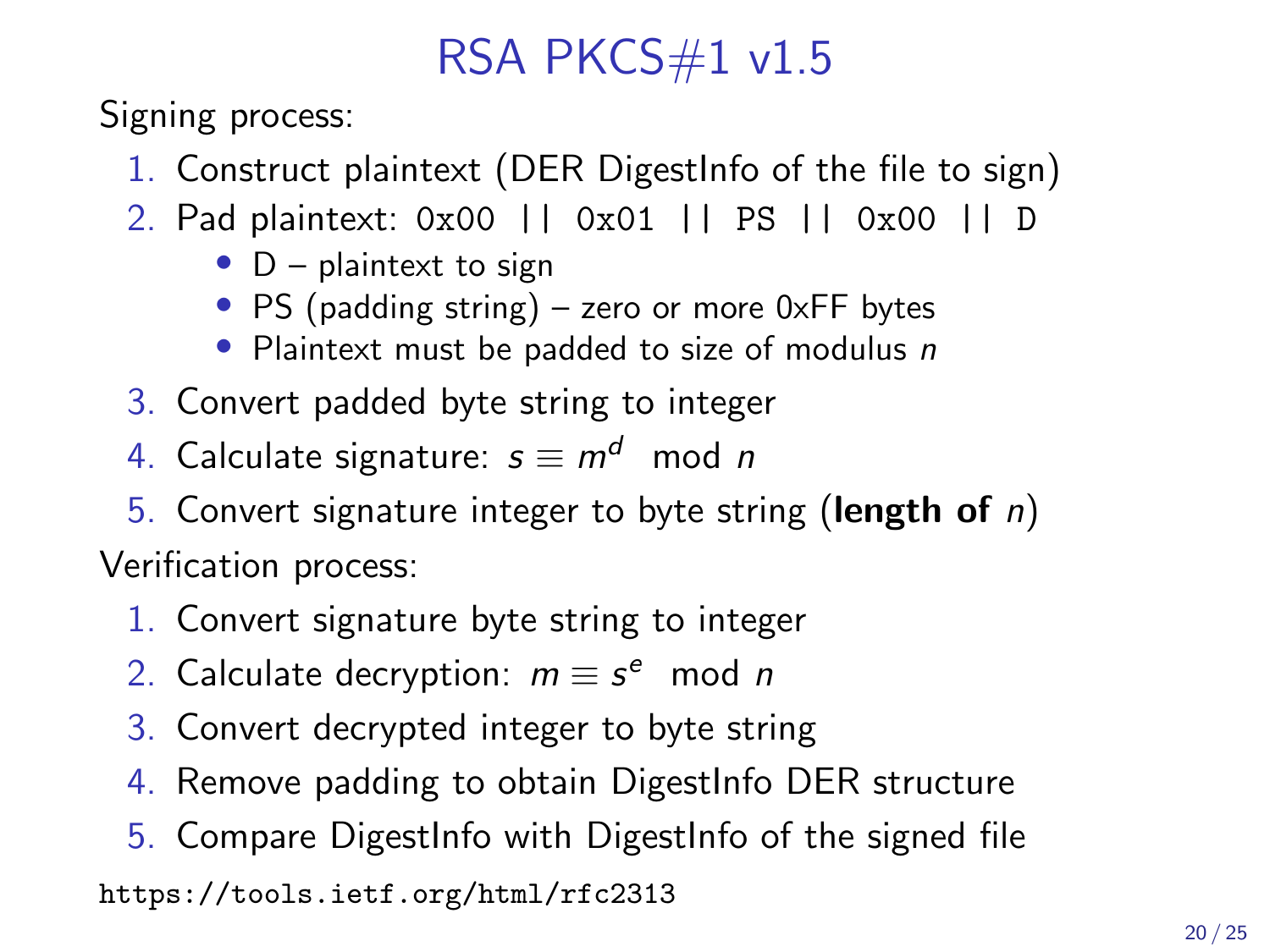# RSA PKCS#1 v1.5

Signing process:

1. Construct plaintext (DER DigestInfo of the file to sign)
2. Pad plaintext: `0x00 || 0x01 || PS || 0x00 || D`
   - D – plaintext to sign
   - PS (padding string) – zero or more 0xFF bytes
   - Plaintext must be padded to size of modulus $n$
3. Convert padded byte string to integer
4. Calculate signature: $s \equiv m^d \mod n$
5. Convert signature integer to byte string (**length of** $n$)

Verification process:

1. Convert signature byte string to integer
2. Calculate decryption: $m \equiv s^e \mod n$
3. Convert decrypted integer to byte string
4. Remove padding to obtain DigestInfo DER structure
5. Compare DigestInfo with DigestInfo of the signed file

`https://tools.ietf.org/html/rfc2313`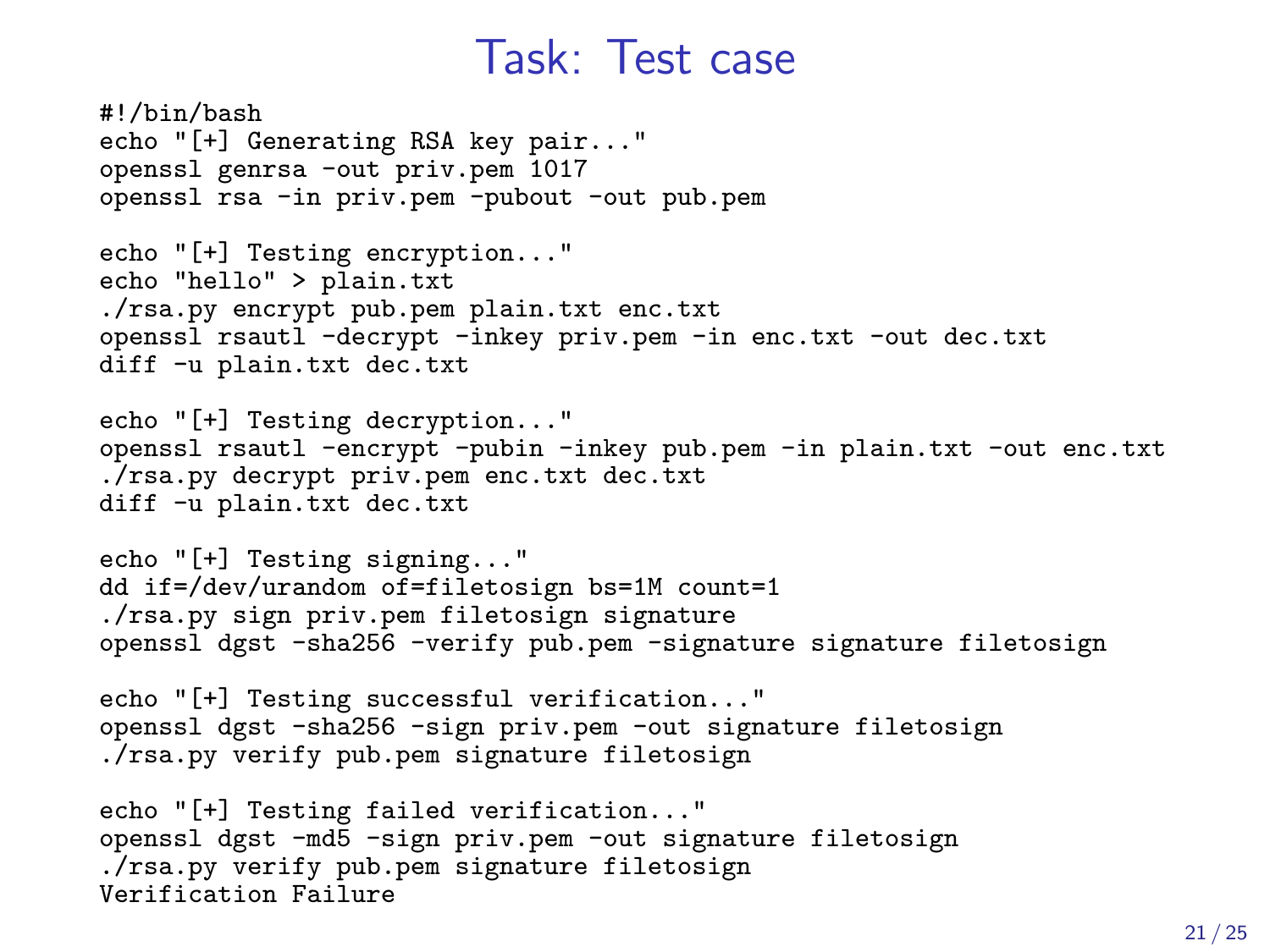# Task: Test case

```
#!/bin/bash
echo "[+] Generating RSA key pair..."
openssl genrsa -out priv.pem 1017
openssl rsa -in priv.pem -pubout -out pub.pem

echo "[+] Testing encryption..."
echo "hello" > plain.txt
./rsa.py encrypt pub.pem plain.txt enc.txt
openssl rsautl -decrypt -inkey priv.pem -in enc.txt -out dec.txt
diff -u plain.txt dec.txt

echo "[+] Testing decryption..."
openssl rsautl -encrypt -pubin -inkey pub.pem -in plain.txt -out enc.txt
./rsa.py decrypt priv.pem enc.txt dec.txt
diff -u plain.txt dec.txt

echo "[+] Testing signing..."
dd if=/dev/urandom of=filetosign bs=1M count=1
./rsa.py sign priv.pem filetosign signature
openssl dgst -sha256 -verify pub.pem -signature signature filetosign

echo "[+] Testing successful verification..."
openssl dgst -sha256 -sign priv.pem -out signature filetosign
./rsa.py verify pub.pem signature filetosign

echo "[+] Testing failed verification..."
openssl dgst -md5 -sign priv.pem -out signature filetosign
./rsa.py verify pub.pem signature filetosign
Verification Failure
```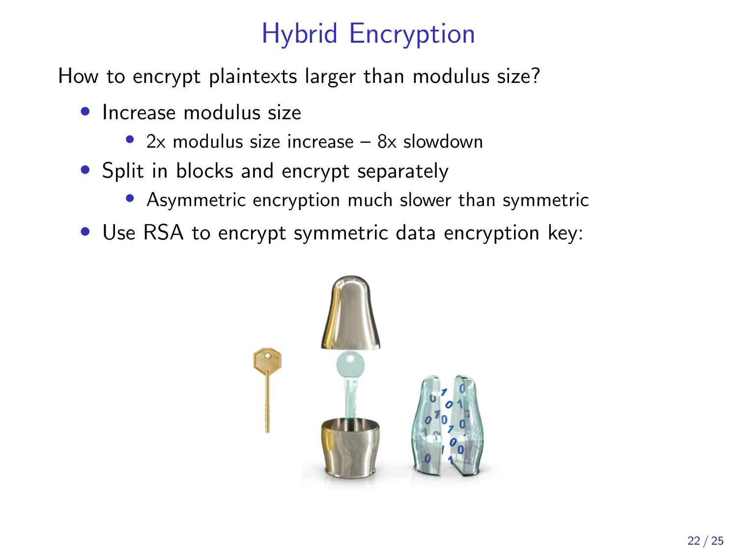# Hybrid Encryption

How to encrypt plaintexts larger than modulus size?

- Increase modulus size
  - 2x modulus size increase – 8x slowdown
- Split in blocks and encrypt separately
  - Asymmetric encryption much slower than symmetric
- Use RSA to encrypt symmetric data encryption key: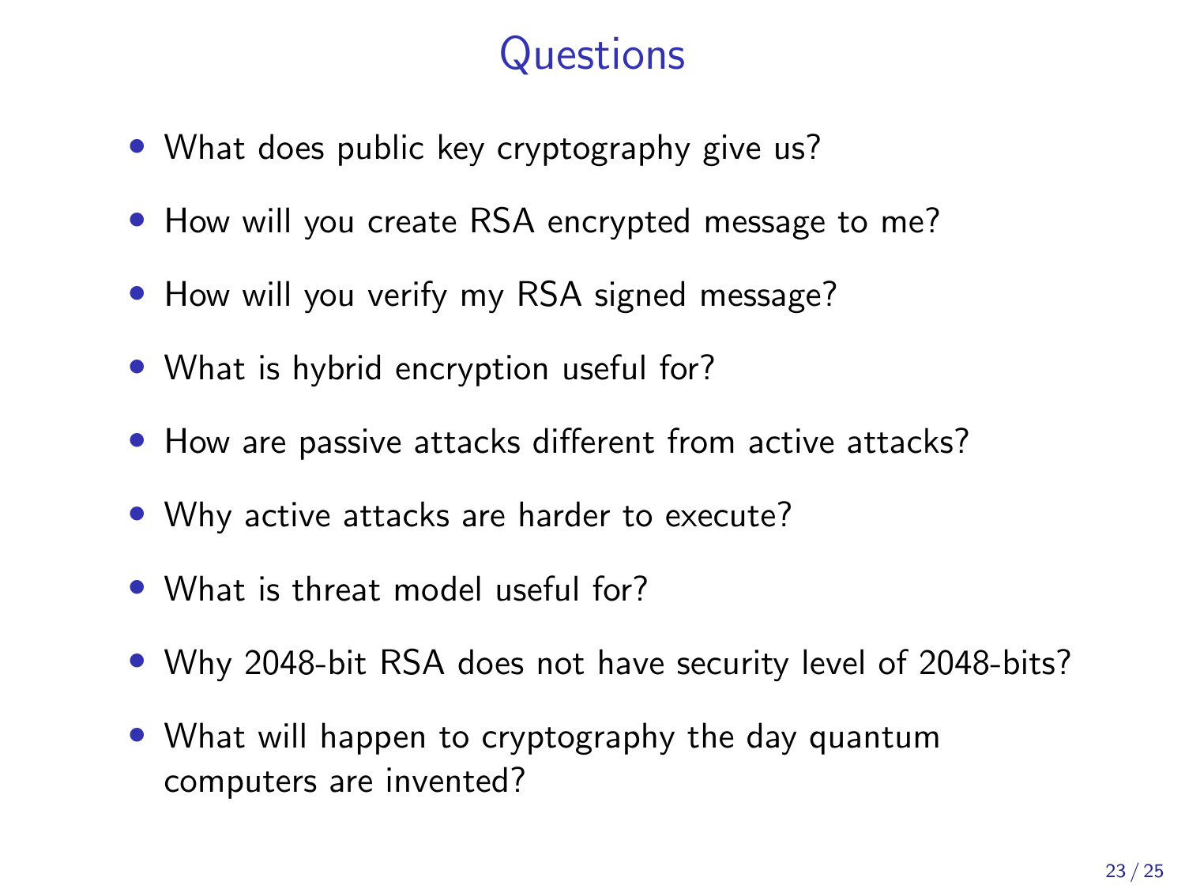# Questions

- What does public key cryptography give us?
- How will you create RSA encrypted message to me?
- How will you verify my RSA signed message?
- What is hybrid encryption useful for?
- How are passive attacks different from active attacks?
- Why active attacks are harder to execute?
- What is threat model useful for?
- Why 2048-bit RSA does not have security level of 2048-bits?
- What will happen to cryptography the day quantum computers are invented?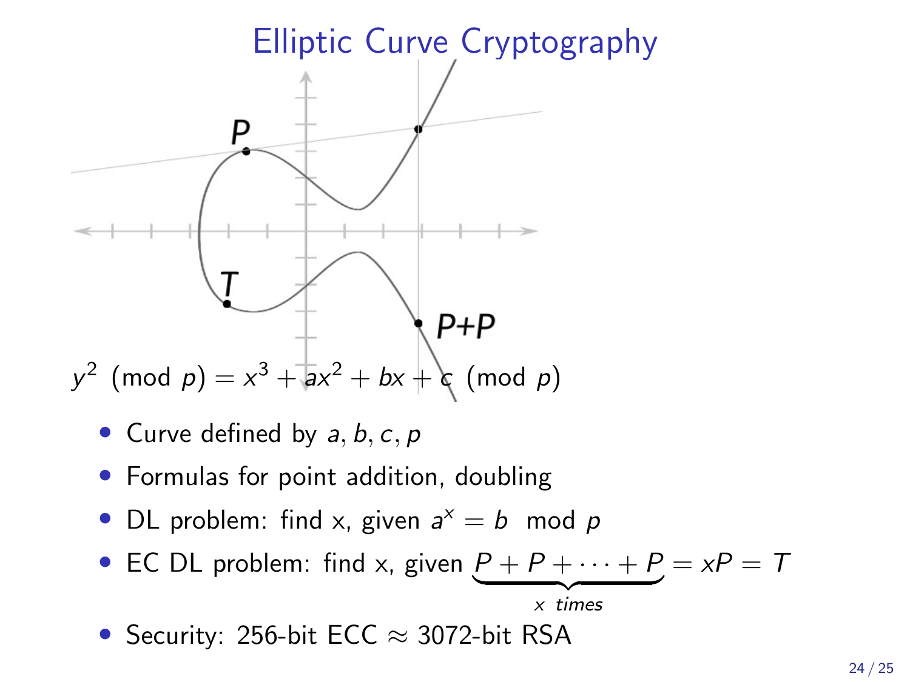# Elliptic Curve Cryptography

P

T

P+P

$$y^2 \pmod{p} = x^3 + ax^2 + bx + c \pmod{p}$$

- Curve defined by $a, b, c, p$
- Formulas for point addition, doubling
- DL problem: find x, given $a^x = b \mod p$
- EC DL problem: find x, given $\underbrace{P + P + \cdots + P}_{x\ times} = xP = T$
- Security: 256-bit ECC $\approx$ 3072-bit RSA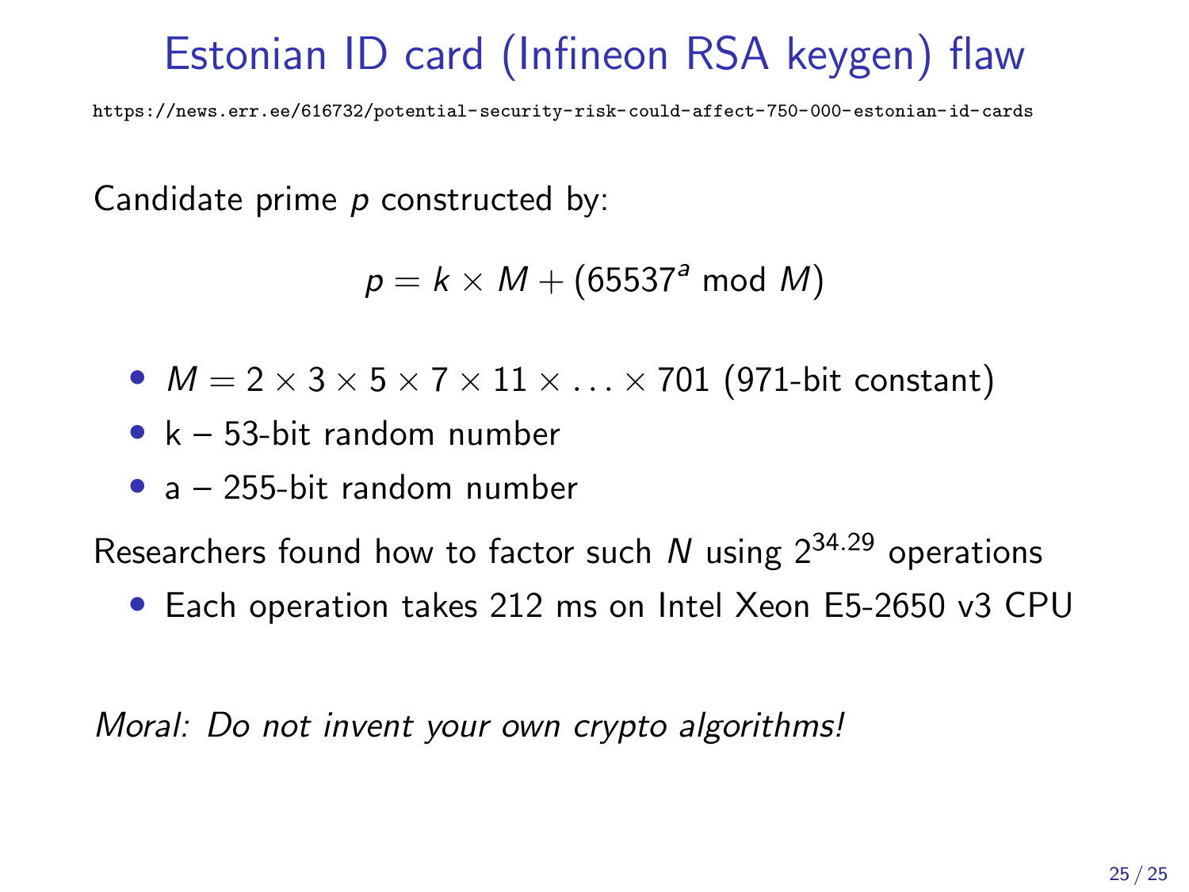# Estonian ID card (Infineon RSA keygen) flaw

https://news.err.ee/616732/potential-security-risk-could-affect-750-000-estonian-id-cards

Candidate prime $p$ constructed by:

$$p = k \times M + (65537^a \bmod M)$$

- $M = 2 \times 3 \times 5 \times 7 \times 11 \times \ldots \times 701$ (971-bit constant)
- k – 53-bit random number
- a – 255-bit random number

Researchers found how to factor such $N$ using $2^{34.29}$ operations

- Each operation takes 212 ms on Intel Xeon E5-2650 v3 CPU

*Moral: Do not invent your own crypto algorithms!*